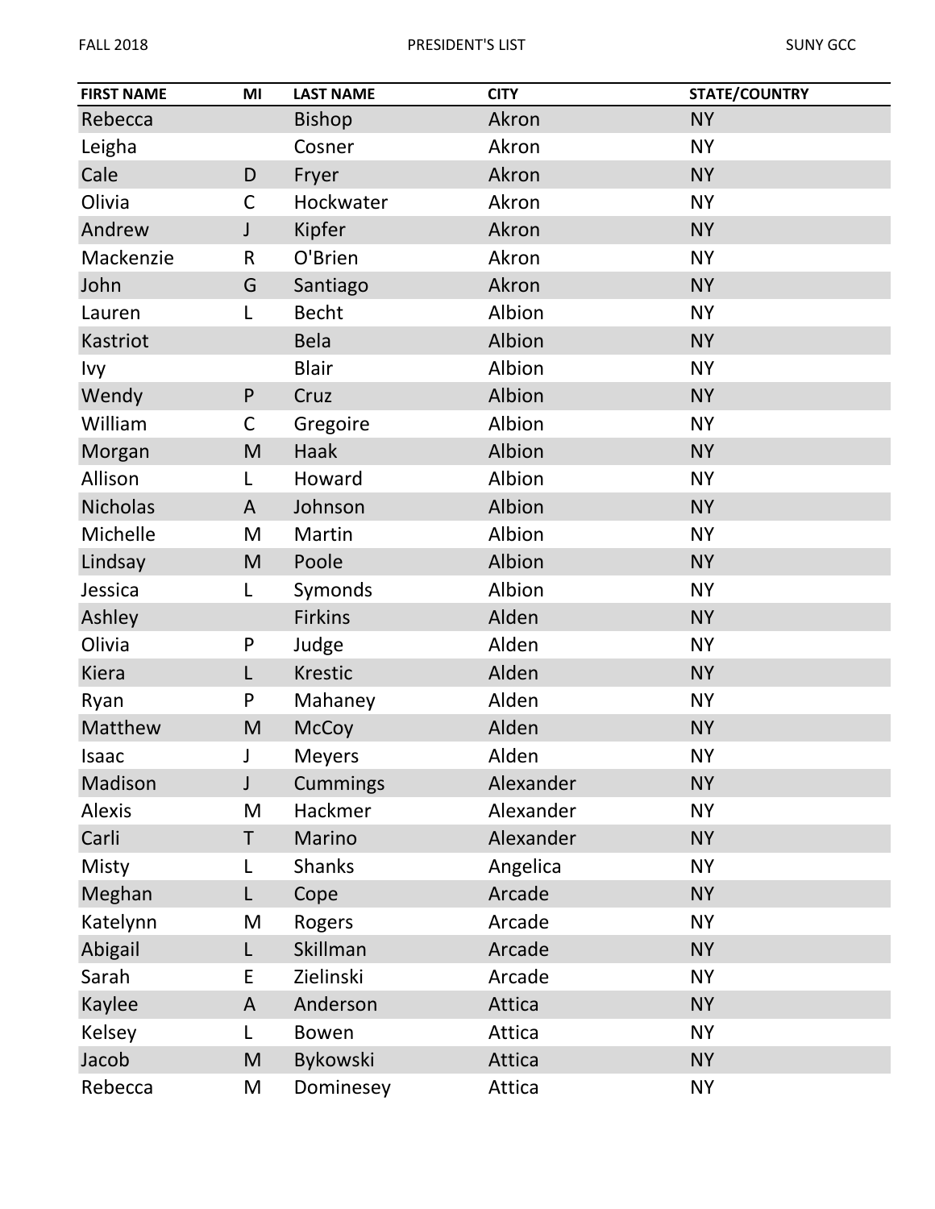| FIRST NAME | MI | LAST NAME | CITY | STATE/COUNTRY |
| --- | --- | --- | --- | --- |
| Rebecca | | Bishop | Akron | NY |
| Leigha | | Cosner | Akron | NY |
| Cale | D | Fryer | Akron | NY |
| Olivia | C | Hockwater | Akron | NY |
| Andrew | J | Kipfer | Akron | NY |
| Mackenzie | R | O'Brien | Akron | NY |
| John | G | Santiago | Akron | NY |
| Lauren | L | Becht | Albion | NY |
| Kastriot | | Bela | Albion | NY |
| Ivy | | Blair | Albion | NY |
| Wendy | P | Cruz | Albion | NY |
| William | C | Gregoire | Albion | NY |
| Morgan | M | Haak | Albion | NY |
| Allison | L | Howard | Albion | NY |
| Nicholas | A | Johnson | Albion | NY |
| Michelle | M | Martin | Albion | NY |
| Lindsay | M | Poole | Albion | NY |
| Jessica | L | Symonds | Albion | NY |
| Ashley | | Firkins | Alden | NY |
| Olivia | P | Judge | Alden | NY |
| Kiera | L | Krestic | Alden | NY |
| Ryan | P | Mahaney | Alden | NY |
| Matthew | M | McCoy | Alden | NY |
| Isaac | J | Meyers | Alden | NY |
| Madison | J | Cummings | Alexander | NY |
| Alexis | M | Hackmer | Alexander | NY |
| Carli | T | Marino | Alexander | NY |
| Misty | L | Shanks | Angelica | NY |
| Meghan | L | Cope | Arcade | NY |
| Katelynn | M | Rogers | Arcade | NY |
| Abigail | L | Skillman | Arcade | NY |
| Sarah | E | Zielinski | Arcade | NY |
| Kaylee | A | Anderson | Attica | NY |
| Kelsey | L | Bowen | Attica | NY |
| Jacob | M | Bykowski | Attica | NY |
| Rebecca | M | Dominesey | Attica | NY |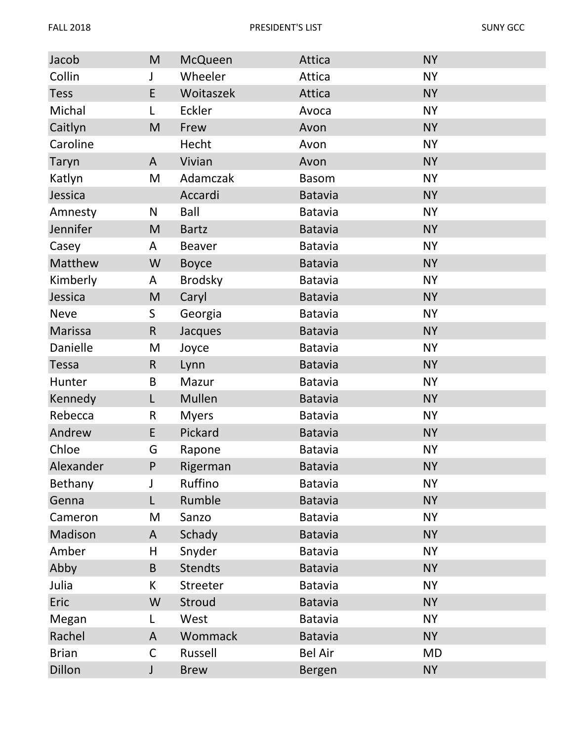| | | | | |
|---|---|---|---|---|
| Jacob | M | McQueen | Attica | NY |
| Collin | J | Wheeler | Attica | NY |
| Tess | E | Woitaszek | Attica | NY |
| Michal | L | Eckler | Avoca | NY |
| Caitlyn | M | Frew | Avon | NY |
| Caroline | | Hecht | Avon | NY |
| Taryn | A | Vivian | Avon | NY |
| Katlyn | M | Adamczak | Basom | NY |
| Jessica | | Accardi | Batavia | NY |
| Amnesty | N | Ball | Batavia | NY |
| Jennifer | M | Bartz | Batavia | NY |
| Casey | A | Beaver | Batavia | NY |
| Matthew | W | Boyce | Batavia | NY |
| Kimberly | A | Brodsky | Batavia | NY |
| Jessica | M | Caryl | Batavia | NY |
| Neve | S | Georgia | Batavia | NY |
| Marissa | R | Jacques | Batavia | NY |
| Danielle | M | Joyce | Batavia | NY |
| Tessa | R | Lynn | Batavia | NY |
| Hunter | B | Mazur | Batavia | NY |
| Kennedy | L | Mullen | Batavia | NY |
| Rebecca | R | Myers | Batavia | NY |
| Andrew | E | Pickard | Batavia | NY |
| Chloe | G | Rapone | Batavia | NY |
| Alexander | P | Rigerman | Batavia | NY |
| Bethany | J | Ruffino | Batavia | NY |
| Genna | L | Rumble | Batavia | NY |
| Cameron | M | Sanzo | Batavia | NY |
| Madison | A | Schady | Batavia | NY |
| Amber | H | Snyder | Batavia | NY |
| Abby | B | Stendts | Batavia | NY |
| Julia | K | Streeter | Batavia | NY |
| Eric | W | Stroud | Batavia | NY |
| Megan | L | West | Batavia | NY |
| Rachel | A | Wommack | Batavia | NY |
| Brian | C | Russell | Bel Air | MD |
| Dillon | J | Brew | Bergen | NY |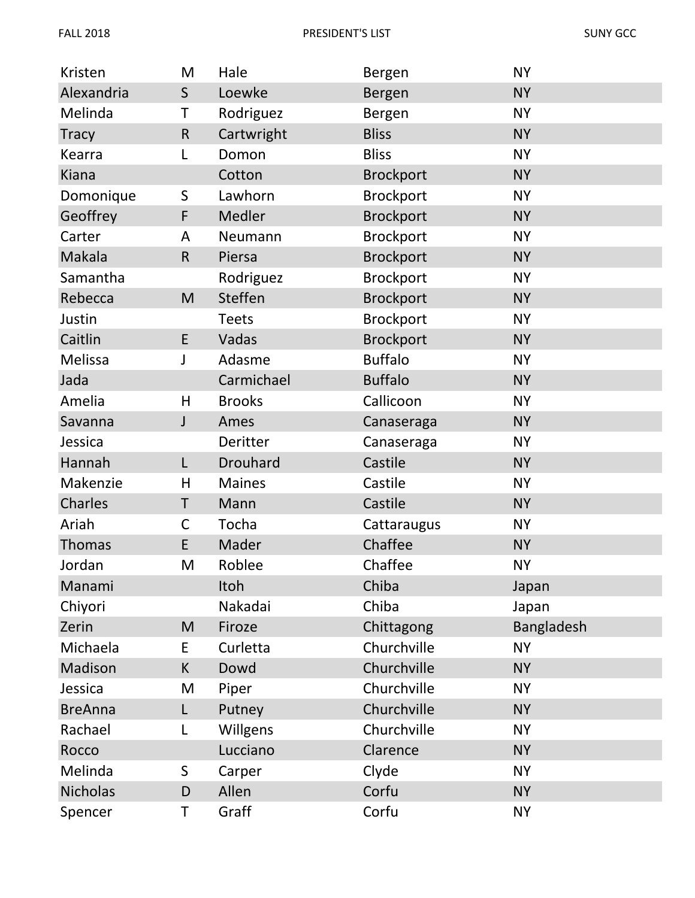| | | | | |
|---|---|---|---|---|
| Kristen | M | Hale | Bergen | NY |
| Alexandria | S | Loewke | Bergen | NY |
| Melinda | T | Rodriguez | Bergen | NY |
| Tracy | R | Cartwright | Bliss | NY |
| Kearra | L | Domon | Bliss | NY |
| Kiana | | Cotton | Brockport | NY |
| Domonique | S | Lawhorn | Brockport | NY |
| Geoffrey | F | Medler | Brockport | NY |
| Carter | A | Neumann | Brockport | NY |
| Makala | R | Piersa | Brockport | NY |
| Samantha | | Rodriguez | Brockport | NY |
| Rebecca | M | Steffen | Brockport | NY |
| Justin | | Teets | Brockport | NY |
| Caitlin | E | Vadas | Brockport | NY |
| Melissa | J | Adasme | Buffalo | NY |
| Jada | | Carmichael | Buffalo | NY |
| Amelia | H | Brooks | Callicoon | NY |
| Savanna | J | Ames | Canaseraga | NY |
| Jessica | | Deritter | Canaseraga | NY |
| Hannah | L | Drouhard | Castile | NY |
| Makenzie | H | Maines | Castile | NY |
| Charles | T | Mann | Castile | NY |
| Ariah | C | Tocha | Cattaraugus | NY |
| Thomas | E | Mader | Chaffee | NY |
| Jordan | M | Roblee | Chaffee | NY |
| Manami | | Itoh | Chiba | Japan |
| Chiyori | | Nakadai | Chiba | Japan |
| Zerin | M | Firoze | Chittagong | Bangladesh |
| Michaela | E | Curletta | Churchville | NY |
| Madison | K | Dowd | Churchville | NY |
| Jessica | M | Piper | Churchville | NY |
| BreAnna | L | Putney | Churchville | NY |
| Rachael | L | Willgens | Churchville | NY |
| Rocco | | Lucciano | Clarence | NY |
| Melinda | S | Carper | Clyde | NY |
| Nicholas | D | Allen | Corfu | NY |
| Spencer | T | Graff | Corfu | NY |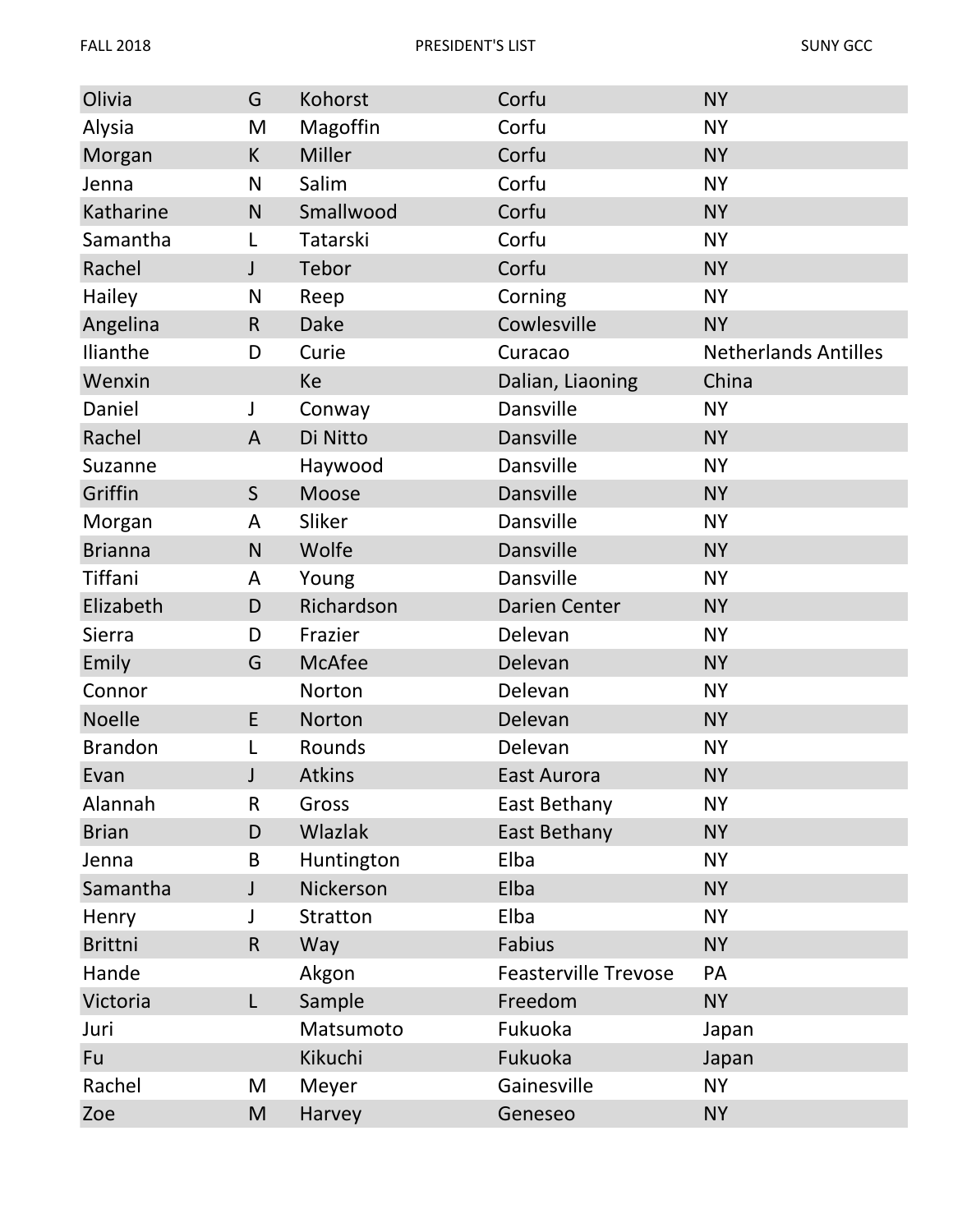| | | | | |
|---|---|---|---|---|
| Olivia | G | Kohorst | Corfu | NY |
| Alysia | M | Magoffin | Corfu | NY |
| Morgan | K | Miller | Corfu | NY |
| Jenna | N | Salim | Corfu | NY |
| Katharine | N | Smallwood | Corfu | NY |
| Samantha | L | Tatarski | Corfu | NY |
| Rachel | J | Tebor | Corfu | NY |
| Hailey | N | Reep | Corning | NY |
| Angelina | R | Dake | Cowlesville | NY |
| Ilianthe | D | Curie | Curacao | Netherlands Antilles |
| Wenxin | | Ke | Dalian, Liaoning | China |
| Daniel | J | Conway | Dansville | NY |
| Rachel | A | Di Nitto | Dansville | NY |
| Suzanne | | Haywood | Dansville | NY |
| Griffin | S | Moose | Dansville | NY |
| Morgan | A | Sliker | Dansville | NY |
| Brianna | N | Wolfe | Dansville | NY |
| Tiffani | A | Young | Dansville | NY |
| Elizabeth | D | Richardson | Darien Center | NY |
| Sierra | D | Frazier | Delevan | NY |
| Emily | G | McAfee | Delevan | NY |
| Connor | | Norton | Delevan | NY |
| Noelle | E | Norton | Delevan | NY |
| Brandon | L | Rounds | Delevan | NY |
| Evan | J | Atkins | East Aurora | NY |
| Alannah | R | Gross | East Bethany | NY |
| Brian | D | Wlazlak | East Bethany | NY |
| Jenna | B | Huntington | Elba | NY |
| Samantha | J | Nickerson | Elba | NY |
| Henry | J | Stratton | Elba | NY |
| Brittni | R | Way | Fabius | NY |
| Hande | | Akgon | Feasterville Trevose | PA |
| Victoria | L | Sample | Freedom | NY |
| Juri | | Matsumoto | Fukuoka | Japan |
| Fu | | Kikuchi | Fukuoka | Japan |
| Rachel | M | Meyer | Gainesville | NY |
| Zoe | M | Harvey | Geneseo | NY |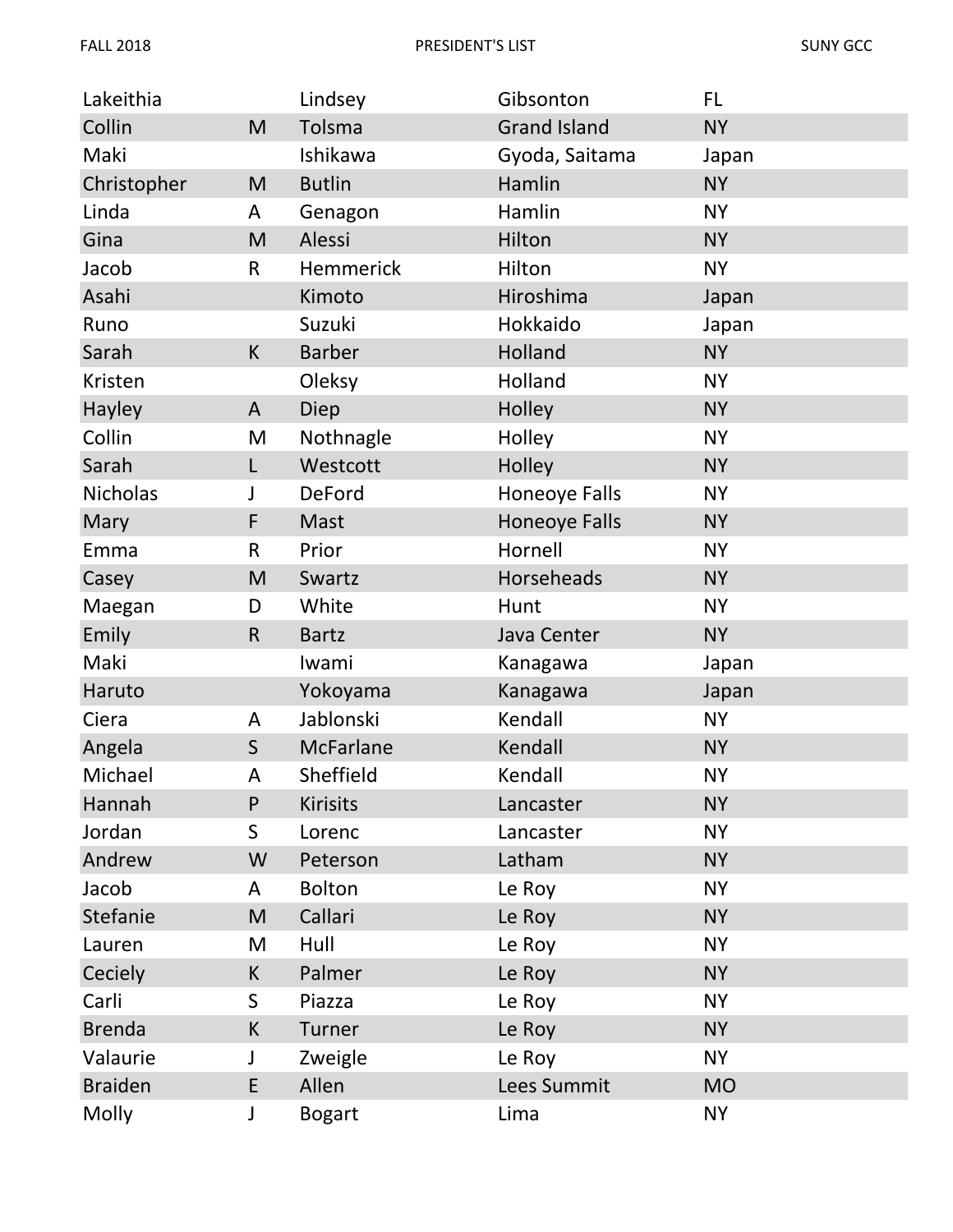| | | | | |
|---|---|---|---|---|
| Lakeithia | | Lindsey | Gibsonton | FL |
| Collin | M | Tolsma | Grand Island | NY |
| Maki | | Ishikawa | Gyoda, Saitama | Japan |
| Christopher | M | Butlin | Hamlin | NY |
| Linda | A | Genagon | Hamlin | NY |
| Gina | M | Alessi | Hilton | NY |
| Jacob | R | Hemmerick | Hilton | NY |
| Asahi | | Kimoto | Hiroshima | Japan |
| Runo | | Suzuki | Hokkaido | Japan |
| Sarah | K | Barber | Holland | NY |
| Kristen | | Oleksy | Holland | NY |
| Hayley | A | Diep | Holley | NY |
| Collin | M | Nothnagle | Holley | NY |
| Sarah | L | Westcott | Holley | NY |
| Nicholas | J | DeFord | Honeoye Falls | NY |
| Mary | F | Mast | Honeoye Falls | NY |
| Emma | R | Prior | Hornell | NY |
| Casey | M | Swartz | Horseheads | NY |
| Maegan | D | White | Hunt | NY |
| Emily | R | Bartz | Java Center | NY |
| Maki | | Iwami | Kanagawa | Japan |
| Haruto | | Yokoyama | Kanagawa | Japan |
| Ciera | A | Jablonski | Kendall | NY |
| Angela | S | McFarlane | Kendall | NY |
| Michael | A | Sheffield | Kendall | NY |
| Hannah | P | Kirisits | Lancaster | NY |
| Jordan | S | Lorenc | Lancaster | NY |
| Andrew | W | Peterson | Latham | NY |
| Jacob | A | Bolton | Le Roy | NY |
| Stefanie | M | Callari | Le Roy | NY |
| Lauren | M | Hull | Le Roy | NY |
| Ceciely | K | Palmer | Le Roy | NY |
| Carli | S | Piazza | Le Roy | NY |
| Brenda | K | Turner | Le Roy | NY |
| Valaurie | J | Zweigle | Le Roy | NY |
| Braiden | E | Allen | Lees Summit | MO |
| Molly | J | Bogart | Lima | NY |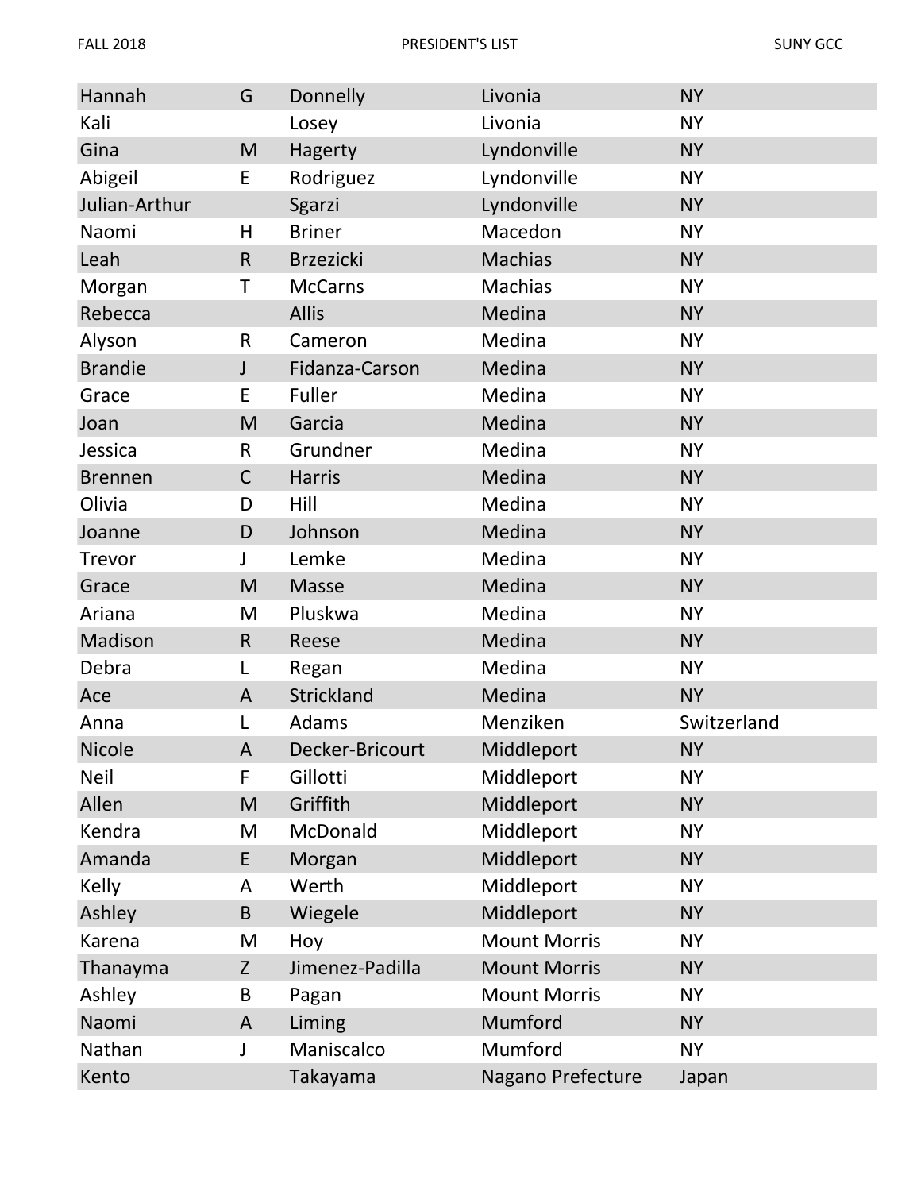| | | | | |
|---|---|---|---|---|
| Hannah | G | Donnelly | Livonia | NY |
| Kali | | Losey | Livonia | NY |
| Gina | M | Hagerty | Lyndonville | NY |
| Abigeil | E | Rodriguez | Lyndonville | NY |
| Julian-Arthur | | Sgarzi | Lyndonville | NY |
| Naomi | H | Briner | Macedon | NY |
| Leah | R | Brzezicki | Machias | NY |
| Morgan | T | McCarns | Machias | NY |
| Rebecca | | Allis | Medina | NY |
| Alyson | R | Cameron | Medina | NY |
| Brandie | J | Fidanza-Carson | Medina | NY |
| Grace | E | Fuller | Medina | NY |
| Joan | M | Garcia | Medina | NY |
| Jessica | R | Grundner | Medina | NY |
| Brennen | C | Harris | Medina | NY |
| Olivia | D | Hill | Medina | NY |
| Joanne | D | Johnson | Medina | NY |
| Trevor | J | Lemke | Medina | NY |
| Grace | M | Masse | Medina | NY |
| Ariana | M | Pluskwa | Medina | NY |
| Madison | R | Reese | Medina | NY |
| Debra | L | Regan | Medina | NY |
| Ace | A | Strickland | Medina | NY |
| Anna | L | Adams | Menziken | Switzerland |
| Nicole | A | Decker-Bricourt | Middleport | NY |
| Neil | F | Gillotti | Middleport | NY |
| Allen | M | Griffith | Middleport | NY |
| Kendra | M | McDonald | Middleport | NY |
| Amanda | E | Morgan | Middleport | NY |
| Kelly | A | Werth | Middleport | NY |
| Ashley | B | Wiegele | Middleport | NY |
| Karena | M | Hoy | Mount Morris | NY |
| Thanayma | Z | Jimenez-Padilla | Mount Morris | NY |
| Ashley | B | Pagan | Mount Morris | NY |
| Naomi | A | Liming | Mumford | NY |
| Nathan | J | Maniscalco | Mumford | NY |
| Kento | | Takayama | Nagano Prefecture | Japan |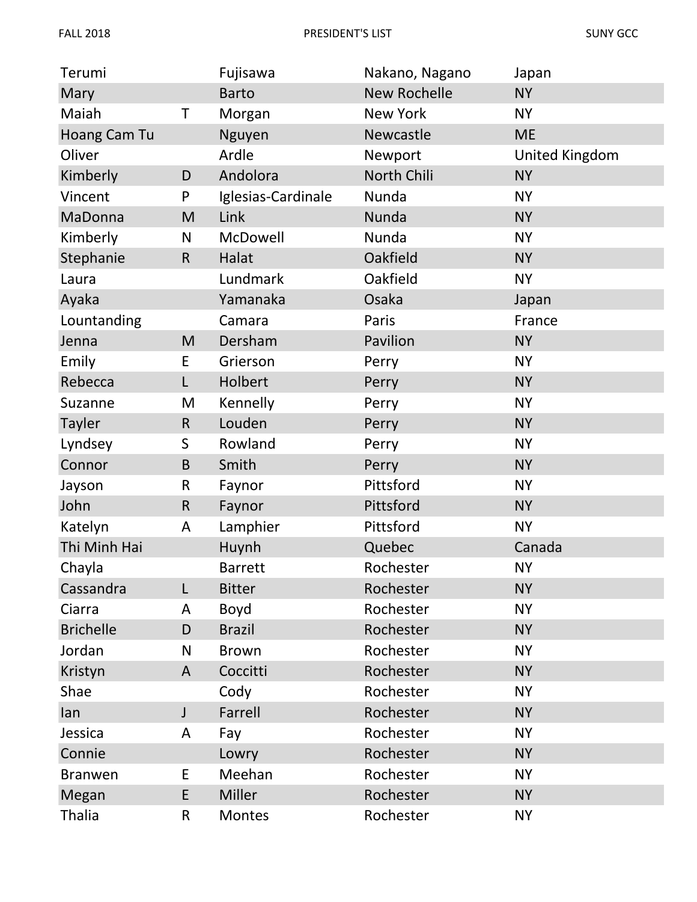| | | | | |
|---|---|---|---|---|
| Terumi | | Fujisawa | Nakano, Nagano | Japan |
| Mary | | Barto | New Rochelle | NY |
| Maiah | T | Morgan | New York | NY |
| Hoang Cam Tu | | Nguyen | Newcastle | ME |
| Oliver | | Ardle | Newport | United Kingdom |
| Kimberly | D | Andolora | North Chili | NY |
| Vincent | P | Iglesias-Cardinale | Nunda | NY |
| MaDonna | M | Link | Nunda | NY |
| Kimberly | N | McDowell | Nunda | NY |
| Stephanie | R | Halat | Oakfield | NY |
| Laura | | Lundmark | Oakfield | NY |
| Ayaka | | Yamanaka | Osaka | Japan |
| Lountanding | | Camara | Paris | France |
| Jenna | M | Dersham | Pavilion | NY |
| Emily | E | Grierson | Perry | NY |
| Rebecca | L | Holbert | Perry | NY |
| Suzanne | M | Kennelly | Perry | NY |
| Tayler | R | Louden | Perry | NY |
| Lyndsey | S | Rowland | Perry | NY |
| Connor | B | Smith | Perry | NY |
| Jayson | R | Faynor | Pittsford | NY |
| John | R | Faynor | Pittsford | NY |
| Katelyn | A | Lamphier | Pittsford | NY |
| Thi Minh Hai | | Huynh | Quebec | Canada |
| Chayla | | Barrett | Rochester | NY |
| Cassandra | L | Bitter | Rochester | NY |
| Ciarra | A | Boyd | Rochester | NY |
| Brichelle | D | Brazil | Rochester | NY |
| Jordan | N | Brown | Rochester | NY |
| Kristyn | A | Coccitti | Rochester | NY |
| Shae | | Cody | Rochester | NY |
| Ian | J | Farrell | Rochester | NY |
| Jessica | A | Fay | Rochester | NY |
| Connie | | Lowry | Rochester | NY |
| Branwen | E | Meehan | Rochester | NY |
| Megan | E | Miller | Rochester | NY |
| Thalia | R | Montes | Rochester | NY |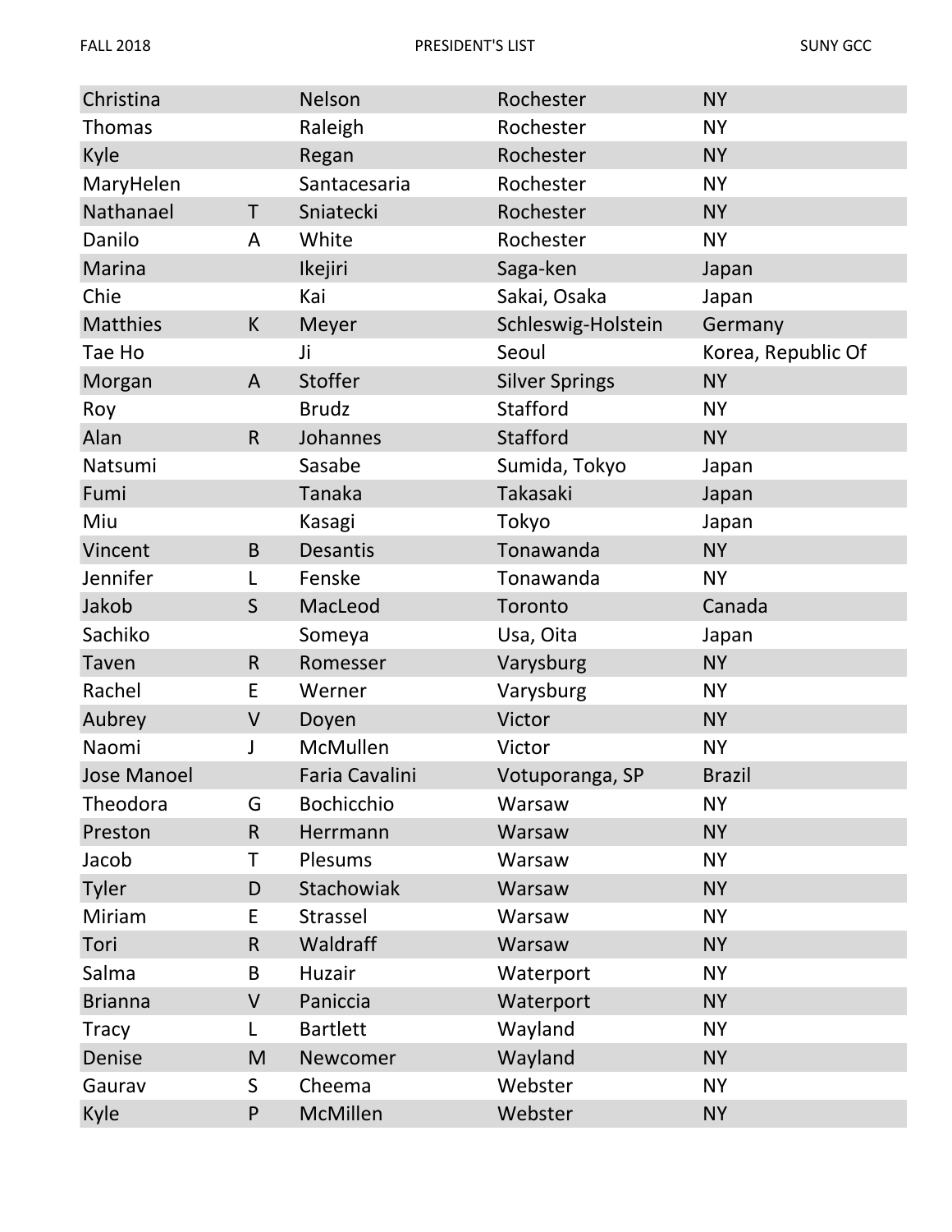| | | | | |
|---|---|---|---|---|
| Christina | | Nelson | Rochester | NY |
| Thomas | | Raleigh | Rochester | NY |
| Kyle | | Regan | Rochester | NY |
| MaryHelen | | Santacesaria | Rochester | NY |
| Nathanael | T | Sniatecki | Rochester | NY |
| Danilo | A | White | Rochester | NY |
| Marina | | Ikejiri | Saga-ken | Japan |
| Chie | | Kai | Sakai, Osaka | Japan |
| Matthies | K | Meyer | Schleswig-Holstein | Germany |
| Tae Ho | | Ji | Seoul | Korea, Republic Of |
| Morgan | A | Stoffer | Silver Springs | NY |
| Roy | | Brudz | Stafford | NY |
| Alan | R | Johannes | Stafford | NY |
| Natsumi | | Sasabe | Sumida, Tokyo | Japan |
| Fumi | | Tanaka | Takasaki | Japan |
| Miu | | Kasagi | Tokyo | Japan |
| Vincent | B | Desantis | Tonawanda | NY |
| Jennifer | L | Fenske | Tonawanda | NY |
| Jakob | S | MacLeod | Toronto | Canada |
| Sachiko | | Someya | Usa, Oita | Japan |
| Taven | R | Romesser | Varysburg | NY |
| Rachel | E | Werner | Varysburg | NY |
| Aubrey | V | Doyen | Victor | NY |
| Naomi | J | McMullen | Victor | NY |
| Jose Manoel | | Faria Cavalini | Votuporanga, SP | Brazil |
| Theodora | G | Bochicchio | Warsaw | NY |
| Preston | R | Herrmann | Warsaw | NY |
| Jacob | T | Plesums | Warsaw | NY |
| Tyler | D | Stachowiak | Warsaw | NY |
| Miriam | E | Strassel | Warsaw | NY |
| Tori | R | Waldraff | Warsaw | NY |
| Salma | B | Huzair | Waterport | NY |
| Brianna | V | Paniccia | Waterport | NY |
| Tracy | L | Bartlett | Wayland | NY |
| Denise | M | Newcomer | Wayland | NY |
| Gaurav | S | Cheema | Webster | NY |
| Kyle | P | McMillen | Webster | NY |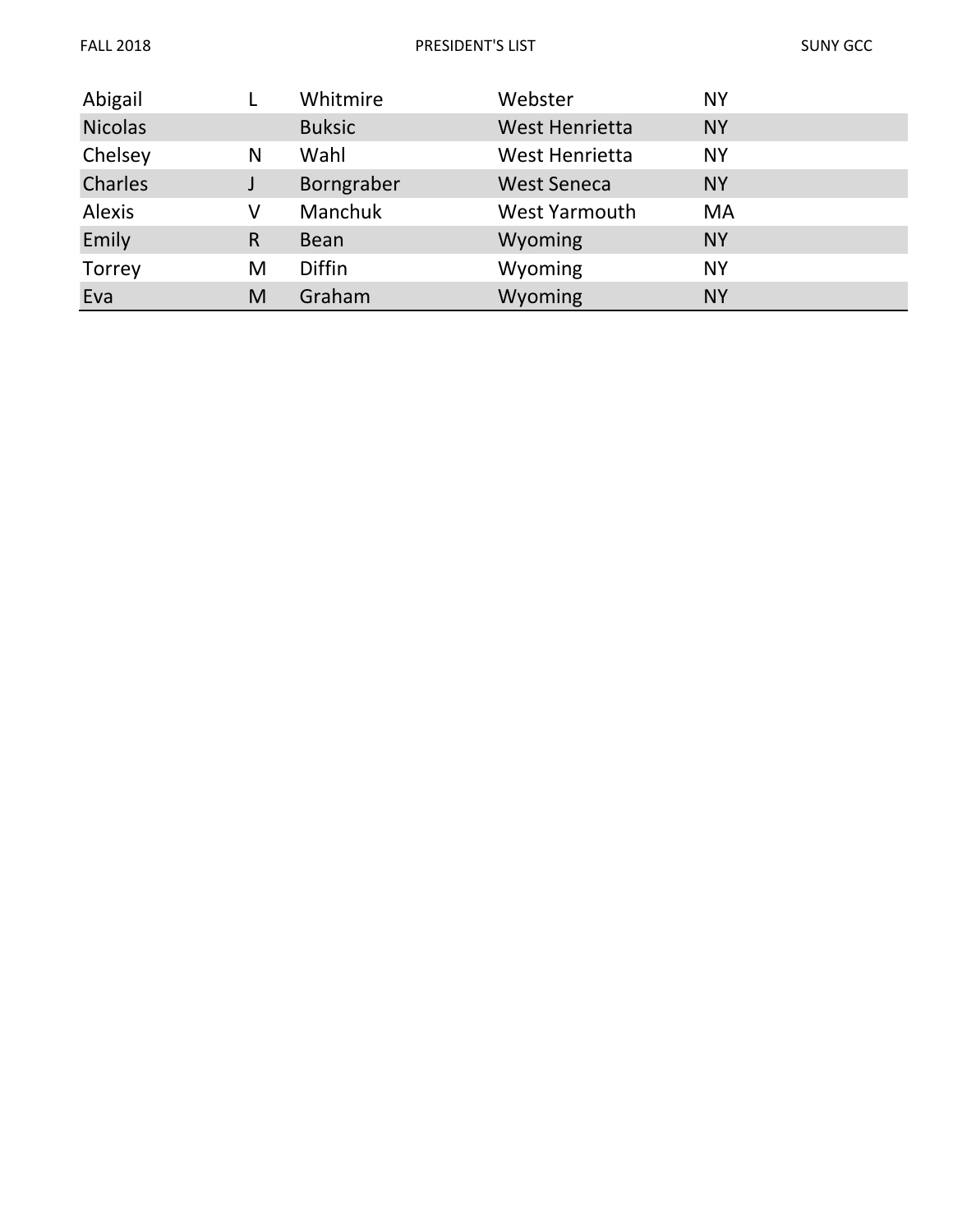| | | | | |
|---|---|---|---|---|
| Abigail | L | Whitmire | Webster | NY |
| Nicolas | | Buksic | West Henrietta | NY |
| Chelsey | N | Wahl | West Henrietta | NY |
| Charles | J | Borngraber | West Seneca | NY |
| Alexis | V | Manchuk | West Yarmouth | MA |
| Emily | R | Bean | Wyoming | NY |
| Torrey | M | Diffin | Wyoming | NY |
| Eva | M | Graham | Wyoming | NY |